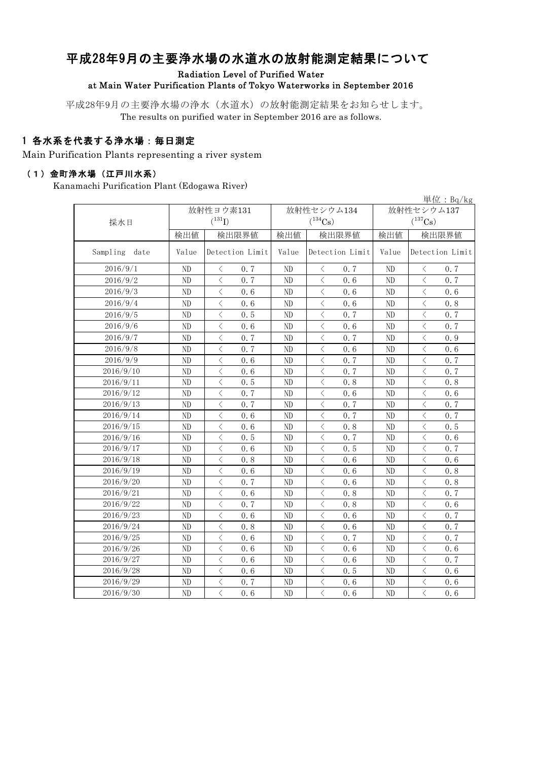# 平成28年9月の主要浄水場の水道水の放射能測定結果について

Radiation Level of Purified Water
at Main Water Purification Plants of Tokyo Waterworks in September 2016

平成28年9月の主要浄水場の浄水（水道水）の放射能測定結果をお知らせします。
The results on purified water in September 2016 are as follows.

## 1 各水系を代表する浄水場：毎日測定

Main Purification Plants representing a river system

### （1）金町浄水場（江戸川水系）

Kanamachi Purification Plant (Edogawa River)

単位：Bq/kg

| 採水日 | 放射性ヨウ素131 ($^{131}I$) | | 放射性セシウム134 ($^{134}Cs$) | | 放射性セシウム137 ($^{137}Cs$) | |
|---|---|---|---|---|---|---|
| | 検出値 | 検出限界値 | 検出値 | 検出限界値 | 検出値 | 検出限界値 |
| Sampling date | Value | Detection Limit | Value | Detection Limit | Value | Detection Limit |
| 2016/9/1 | ND | ＜ 0.7 | ND | ＜ 0.7 | ND | ＜ 0.7 |
| 2016/9/2 | ND | ＜ 0.7 | ND | ＜ 0.6 | ND | ＜ 0.7 |
| 2016/9/3 | ND | ＜ 0.6 | ND | ＜ 0.6 | ND | ＜ 0.6 |
| 2016/9/4 | ND | ＜ 0.6 | ND | ＜ 0.6 | ND | ＜ 0.8 |
| 2016/9/5 | ND | ＜ 0.5 | ND | ＜ 0.7 | ND | ＜ 0.7 |
| 2016/9/6 | ND | ＜ 0.6 | ND | ＜ 0.6 | ND | ＜ 0.7 |
| 2016/9/7 | ND | ＜ 0.7 | ND | ＜ 0.7 | ND | ＜ 0.9 |
| 2016/9/8 | ND | ＜ 0.7 | ND | ＜ 0.6 | ND | ＜ 0.6 |
| 2016/9/9 | ND | ＜ 0.6 | ND | ＜ 0.7 | ND | ＜ 0.7 |
| 2016/9/10 | ND | ＜ 0.6 | ND | ＜ 0.7 | ND | ＜ 0.7 |
| 2016/9/11 | ND | ＜ 0.5 | ND | ＜ 0.8 | ND | ＜ 0.8 |
| 2016/9/12 | ND | ＜ 0.7 | ND | ＜ 0.6 | ND | ＜ 0.6 |
| 2016/9/13 | ND | ＜ 0.7 | ND | ＜ 0.7 | ND | ＜ 0.7 |
| 2016/9/14 | ND | ＜ 0.6 | ND | ＜ 0.7 | ND | ＜ 0.7 |
| 2016/9/15 | ND | ＜ 0.6 | ND | ＜ 0.8 | ND | ＜ 0.5 |
| 2016/9/16 | ND | ＜ 0.5 | ND | ＜ 0.7 | ND | ＜ 0.6 |
| 2016/9/17 | ND | ＜ 0.6 | ND | ＜ 0.5 | ND | ＜ 0.7 |
| 2016/9/18 | ND | ＜ 0.8 | ND | ＜ 0.6 | ND | ＜ 0.6 |
| 2016/9/19 | ND | ＜ 0.6 | ND | ＜ 0.6 | ND | ＜ 0.8 |
| 2016/9/20 | ND | ＜ 0.7 | ND | ＜ 0.6 | ND | ＜ 0.8 |
| 2016/9/21 | ND | ＜ 0.6 | ND | ＜ 0.8 | ND | ＜ 0.7 |
| 2016/9/22 | ND | ＜ 0.7 | ND | ＜ 0.8 | ND | ＜ 0.6 |
| 2016/9/23 | ND | ＜ 0.6 | ND | ＜ 0.6 | ND | ＜ 0.7 |
| 2016/9/24 | ND | ＜ 0.8 | ND | ＜ 0.6 | ND | ＜ 0.7 |
| 2016/9/25 | ND | ＜ 0.6 | ND | ＜ 0.7 | ND | ＜ 0.7 |
| 2016/9/26 | ND | ＜ 0.6 | ND | ＜ 0.6 | ND | ＜ 0.6 |
| 2016/9/27 | ND | ＜ 0.6 | ND | ＜ 0.6 | ND | ＜ 0.7 |
| 2016/9/28 | ND | ＜ 0.6 | ND | ＜ 0.5 | ND | ＜ 0.6 |
| 2016/9/29 | ND | ＜ 0.7 | ND | ＜ 0.6 | ND | ＜ 0.6 |
| 2016/9/30 | ND | ＜ 0.6 | ND | ＜ 0.6 | ND | ＜ 0.6 |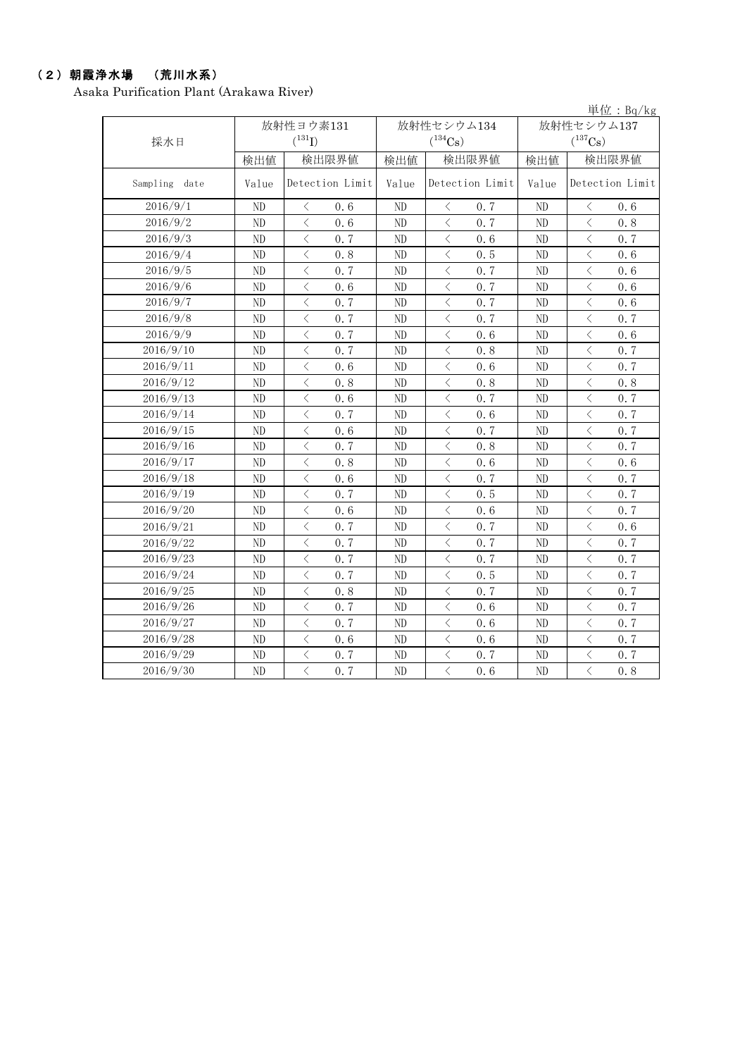## （２）朝霞浄水場　（荒川水系）

Asaka Purification Plant (Arakawa River)

単位：Bq/kg

| 採水日 | 放射性ヨウ素131 ($^{131}I$) | | 放射性セシウム134 ($^{134}Cs$) | | 放射性セシウム137 ($^{137}Cs$) | |
|---|---|---|---|---|---|---|
| | 検出値 | 検出限界値 | 検出値 | 検出限界値 | 検出値 | 検出限界値 |
| Sampling date | Value | Detection Limit | Value | Detection Limit | Value | Detection Limit |
| 2016/9/1 | ND | ＜ 0.6 | ND | ＜ 0.7 | ND | ＜ 0.6 |
| 2016/9/2 | ND | ＜ 0.6 | ND | ＜ 0.7 | ND | ＜ 0.8 |
| 2016/9/3 | ND | ＜ 0.7 | ND | ＜ 0.6 | ND | ＜ 0.7 |
| 2016/9/4 | ND | ＜ 0.8 | ND | ＜ 0.5 | ND | ＜ 0.6 |
| 2016/9/5 | ND | ＜ 0.7 | ND | ＜ 0.7 | ND | ＜ 0.6 |
| 2016/9/6 | ND | ＜ 0.6 | ND | ＜ 0.7 | ND | ＜ 0.6 |
| 2016/9/7 | ND | ＜ 0.7 | ND | ＜ 0.7 | ND | ＜ 0.6 |
| 2016/9/8 | ND | ＜ 0.7 | ND | ＜ 0.7 | ND | ＜ 0.7 |
| 2016/9/9 | ND | ＜ 0.7 | ND | ＜ 0.6 | ND | ＜ 0.6 |
| 2016/9/10 | ND | ＜ 0.7 | ND | ＜ 0.8 | ND | ＜ 0.7 |
| 2016/9/11 | ND | ＜ 0.6 | ND | ＜ 0.6 | ND | ＜ 0.7 |
| 2016/9/12 | ND | ＜ 0.8 | ND | ＜ 0.8 | ND | ＜ 0.8 |
| 2016/9/13 | ND | ＜ 0.6 | ND | ＜ 0.7 | ND | ＜ 0.7 |
| 2016/9/14 | ND | ＜ 0.7 | ND | ＜ 0.6 | ND | ＜ 0.7 |
| 2016/9/15 | ND | ＜ 0.6 | ND | ＜ 0.7 | ND | ＜ 0.7 |
| 2016/9/16 | ND | ＜ 0.7 | ND | ＜ 0.8 | ND | ＜ 0.7 |
| 2016/9/17 | ND | ＜ 0.8 | ND | ＜ 0.6 | ND | ＜ 0.6 |
| 2016/9/18 | ND | ＜ 0.6 | ND | ＜ 0.7 | ND | ＜ 0.7 |
| 2016/9/19 | ND | ＜ 0.7 | ND | ＜ 0.5 | ND | ＜ 0.7 |
| 2016/9/20 | ND | ＜ 0.6 | ND | ＜ 0.6 | ND | ＜ 0.7 |
| 2016/9/21 | ND | ＜ 0.7 | ND | ＜ 0.7 | ND | ＜ 0.6 |
| 2016/9/22 | ND | ＜ 0.7 | ND | ＜ 0.7 | ND | ＜ 0.7 |
| 2016/9/23 | ND | ＜ 0.7 | ND | ＜ 0.7 | ND | ＜ 0.7 |
| 2016/9/24 | ND | ＜ 0.7 | ND | ＜ 0.5 | ND | ＜ 0.7 |
| 2016/9/25 | ND | ＜ 0.8 | ND | ＜ 0.7 | ND | ＜ 0.7 |
| 2016/9/26 | ND | ＜ 0.7 | ND | ＜ 0.6 | ND | ＜ 0.7 |
| 2016/9/27 | ND | ＜ 0.7 | ND | ＜ 0.6 | ND | ＜ 0.7 |
| 2016/9/28 | ND | ＜ 0.6 | ND | ＜ 0.6 | ND | ＜ 0.7 |
| 2016/9/29 | ND | ＜ 0.7 | ND | ＜ 0.7 | ND | ＜ 0.7 |
| 2016/9/30 | ND | ＜ 0.7 | ND | ＜ 0.6 | ND | ＜ 0.8 |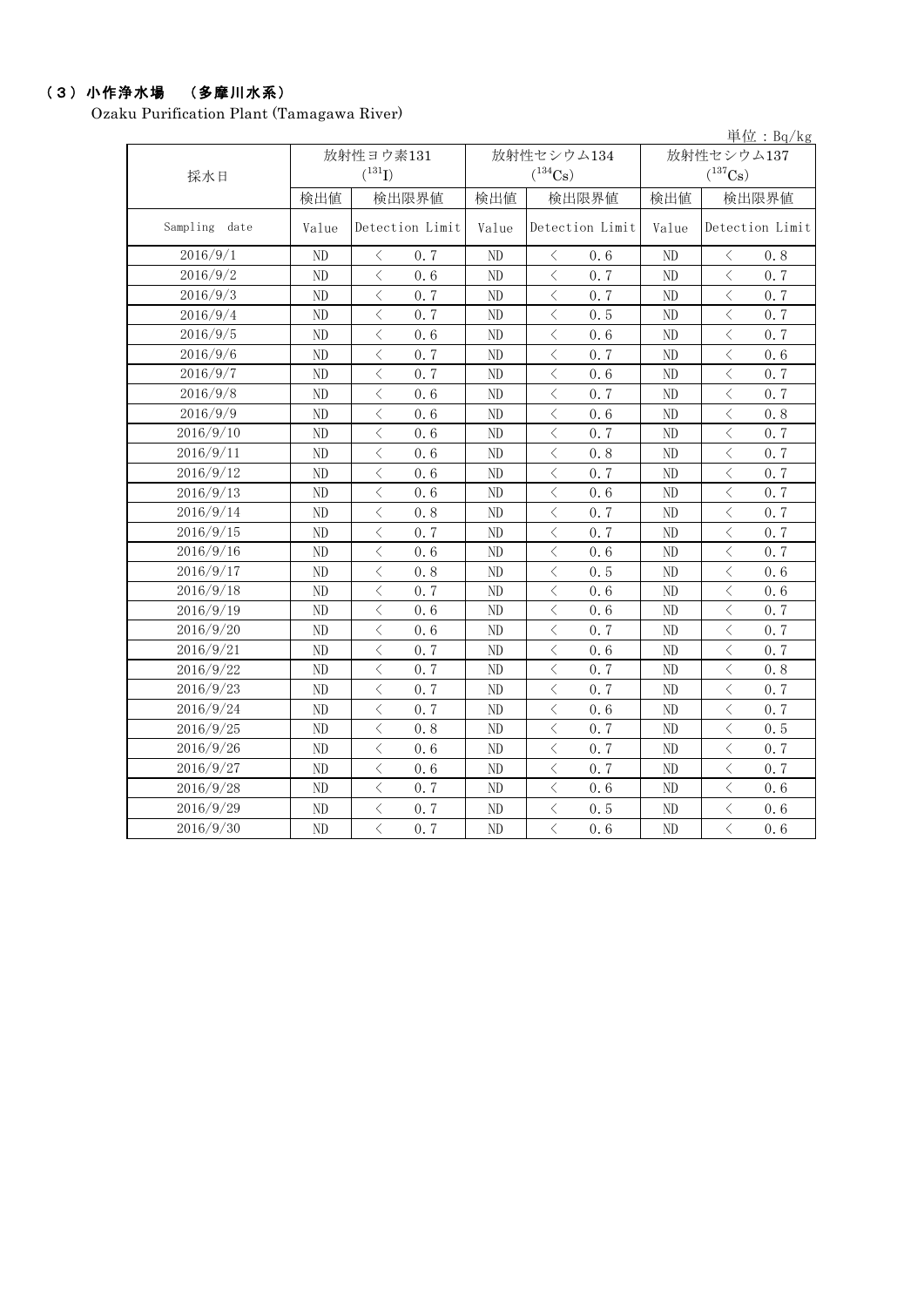## （３）小作浄水場　（多摩川水系）

Ozaku Purification Plant (Tamagawa River)

単位：Bq/kg

| 採水日 | 放射性ヨウ素131 ($^{131}I$) | | 放射性セシウム134 ($^{134}Cs$) | | 放射性セシウム137 ($^{137}Cs$) | |
|---|---|---|---|---|---|---|
| | 検出値 | 検出限界値 | 検出値 | 検出限界値 | 検出値 | 検出限界値 |
| Sampling date | Value | Detection Limit | Value | Detection Limit | Value | Detection Limit |
| 2016/9/1 | ND | ＜ 0.7 | ND | ＜ 0.6 | ND | ＜ 0.8 |
| 2016/9/2 | ND | ＜ 0.6 | ND | ＜ 0.7 | ND | ＜ 0.7 |
| 2016/9/3 | ND | ＜ 0.7 | ND | ＜ 0.7 | ND | ＜ 0.7 |
| 2016/9/4 | ND | ＜ 0.7 | ND | ＜ 0.5 | ND | ＜ 0.7 |
| 2016/9/5 | ND | ＜ 0.6 | ND | ＜ 0.6 | ND | ＜ 0.7 |
| 2016/9/6 | ND | ＜ 0.7 | ND | ＜ 0.7 | ND | ＜ 0.6 |
| 2016/9/7 | ND | ＜ 0.7 | ND | ＜ 0.6 | ND | ＜ 0.7 |
| 2016/9/8 | ND | ＜ 0.6 | ND | ＜ 0.7 | ND | ＜ 0.7 |
| 2016/9/9 | ND | ＜ 0.6 | ND | ＜ 0.6 | ND | ＜ 0.8 |
| 2016/9/10 | ND | ＜ 0.6 | ND | ＜ 0.7 | ND | ＜ 0.7 |
| 2016/9/11 | ND | ＜ 0.6 | ND | ＜ 0.8 | ND | ＜ 0.7 |
| 2016/9/12 | ND | ＜ 0.6 | ND | ＜ 0.7 | ND | ＜ 0.7 |
| 2016/9/13 | ND | ＜ 0.6 | ND | ＜ 0.6 | ND | ＜ 0.7 |
| 2016/9/14 | ND | ＜ 0.8 | ND | ＜ 0.7 | ND | ＜ 0.7 |
| 2016/9/15 | ND | ＜ 0.7 | ND | ＜ 0.7 | ND | ＜ 0.7 |
| 2016/9/16 | ND | ＜ 0.6 | ND | ＜ 0.6 | ND | ＜ 0.7 |
| 2016/9/17 | ND | ＜ 0.8 | ND | ＜ 0.5 | ND | ＜ 0.6 |
| 2016/9/18 | ND | ＜ 0.7 | ND | ＜ 0.6 | ND | ＜ 0.6 |
| 2016/9/19 | ND | ＜ 0.6 | ND | ＜ 0.6 | ND | ＜ 0.7 |
| 2016/9/20 | ND | ＜ 0.6 | ND | ＜ 0.7 | ND | ＜ 0.7 |
| 2016/9/21 | ND | ＜ 0.7 | ND | ＜ 0.6 | ND | ＜ 0.7 |
| 2016/9/22 | ND | ＜ 0.7 | ND | ＜ 0.7 | ND | ＜ 0.8 |
| 2016/9/23 | ND | ＜ 0.7 | ND | ＜ 0.7 | ND | ＜ 0.7 |
| 2016/9/24 | ND | ＜ 0.7 | ND | ＜ 0.6 | ND | ＜ 0.7 |
| 2016/9/25 | ND | ＜ 0.8 | ND | ＜ 0.7 | ND | ＜ 0.5 |
| 2016/9/26 | ND | ＜ 0.6 | ND | ＜ 0.7 | ND | ＜ 0.7 |
| 2016/9/27 | ND | ＜ 0.6 | ND | ＜ 0.7 | ND | ＜ 0.7 |
| 2016/9/28 | ND | ＜ 0.7 | ND | ＜ 0.6 | ND | ＜ 0.6 |
| 2016/9/29 | ND | ＜ 0.7 | ND | ＜ 0.5 | ND | ＜ 0.6 |
| 2016/9/30 | ND | ＜ 0.7 | ND | ＜ 0.6 | ND | ＜ 0.6 |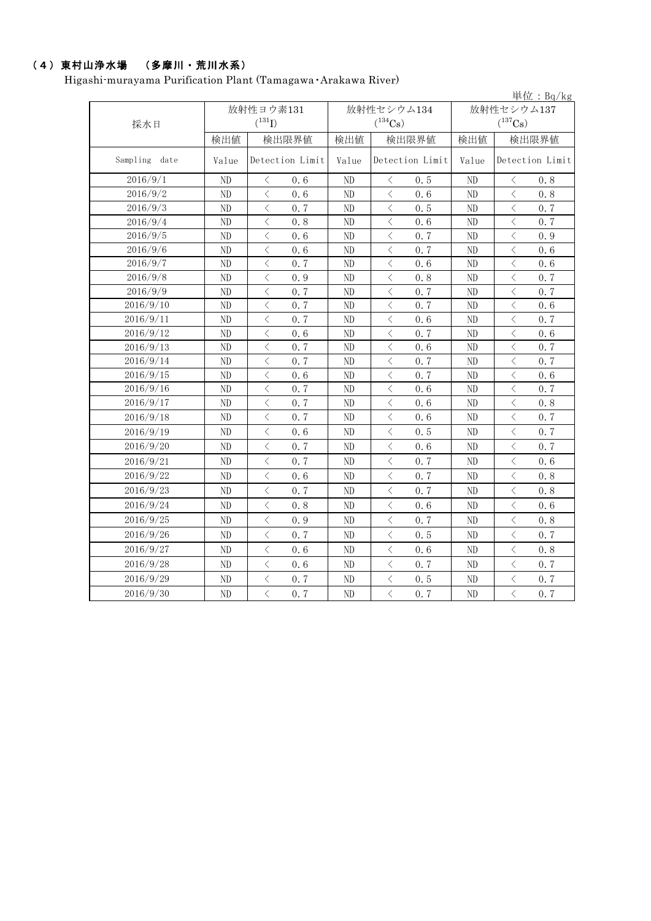## （4）東村山浄水場　（多摩川・荒川水系）

Higashi-murayama Purification Plant (Tamagawa･Arakawa River)

単位：Bq/kg

| 採水日 | 放射性ヨウ素131 ($^{131}I$) | | 放射性セシウム134 ($^{134}Cs$) | | 放射性セシウム137 ($^{137}Cs$) | |
|---|---|---|---|---|---|---|
| | 検出値 | 検出限界値 | 検出値 | 検出限界値 | 検出値 | 検出限界値 |
| Sampling date | Value | Detection Limit | Value | Detection Limit | Value | Detection Limit |
| 2016/9/1 | ND | ＜ 0.6 | ND | ＜ 0.5 | ND | ＜ 0.8 |
| 2016/9/2 | ND | ＜ 0.6 | ND | ＜ 0.6 | ND | ＜ 0.8 |
| 2016/9/3 | ND | ＜ 0.7 | ND | ＜ 0.5 | ND | ＜ 0.7 |
| 2016/9/4 | ND | ＜ 0.8 | ND | ＜ 0.6 | ND | ＜ 0.7 |
| 2016/9/5 | ND | ＜ 0.6 | ND | ＜ 0.7 | ND | ＜ 0.9 |
| 2016/9/6 | ND | ＜ 0.6 | ND | ＜ 0.7 | ND | ＜ 0.6 |
| 2016/9/7 | ND | ＜ 0.7 | ND | ＜ 0.6 | ND | ＜ 0.6 |
| 2016/9/8 | ND | ＜ 0.9 | ND | ＜ 0.8 | ND | ＜ 0.7 |
| 2016/9/9 | ND | ＜ 0.7 | ND | ＜ 0.7 | ND | ＜ 0.7 |
| 2016/9/10 | ND | ＜ 0.7 | ND | ＜ 0.7 | ND | ＜ 0.6 |
| 2016/9/11 | ND | ＜ 0.7 | ND | ＜ 0.6 | ND | ＜ 0.7 |
| 2016/9/12 | ND | ＜ 0.6 | ND | ＜ 0.7 | ND | ＜ 0.6 |
| 2016/9/13 | ND | ＜ 0.7 | ND | ＜ 0.6 | ND | ＜ 0.7 |
| 2016/9/14 | ND | ＜ 0.7 | ND | ＜ 0.7 | ND | ＜ 0.7 |
| 2016/9/15 | ND | ＜ 0.6 | ND | ＜ 0.7 | ND | ＜ 0.6 |
| 2016/9/16 | ND | ＜ 0.7 | ND | ＜ 0.6 | ND | ＜ 0.7 |
| 2016/9/17 | ND | ＜ 0.7 | ND | ＜ 0.6 | ND | ＜ 0.8 |
| 2016/9/18 | ND | ＜ 0.7 | ND | ＜ 0.6 | ND | ＜ 0.7 |
| 2016/9/19 | ND | ＜ 0.6 | ND | ＜ 0.5 | ND | ＜ 0.7 |
| 2016/9/20 | ND | ＜ 0.7 | ND | ＜ 0.6 | ND | ＜ 0.7 |
| 2016/9/21 | ND | ＜ 0.7 | ND | ＜ 0.7 | ND | ＜ 0.6 |
| 2016/9/22 | ND | ＜ 0.6 | ND | ＜ 0.7 | ND | ＜ 0.8 |
| 2016/9/23 | ND | ＜ 0.7 | ND | ＜ 0.7 | ND | ＜ 0.8 |
| 2016/9/24 | ND | ＜ 0.8 | ND | ＜ 0.6 | ND | ＜ 0.6 |
| 2016/9/25 | ND | ＜ 0.9 | ND | ＜ 0.7 | ND | ＜ 0.8 |
| 2016/9/26 | ND | ＜ 0.7 | ND | ＜ 0.5 | ND | ＜ 0.7 |
| 2016/9/27 | ND | ＜ 0.6 | ND | ＜ 0.6 | ND | ＜ 0.8 |
| 2016/9/28 | ND | ＜ 0.6 | ND | ＜ 0.7 | ND | ＜ 0.7 |
| 2016/9/29 | ND | ＜ 0.7 | ND | ＜ 0.5 | ND | ＜ 0.7 |
| 2016/9/30 | ND | ＜ 0.7 | ND | ＜ 0.7 | ND | ＜ 0.7 |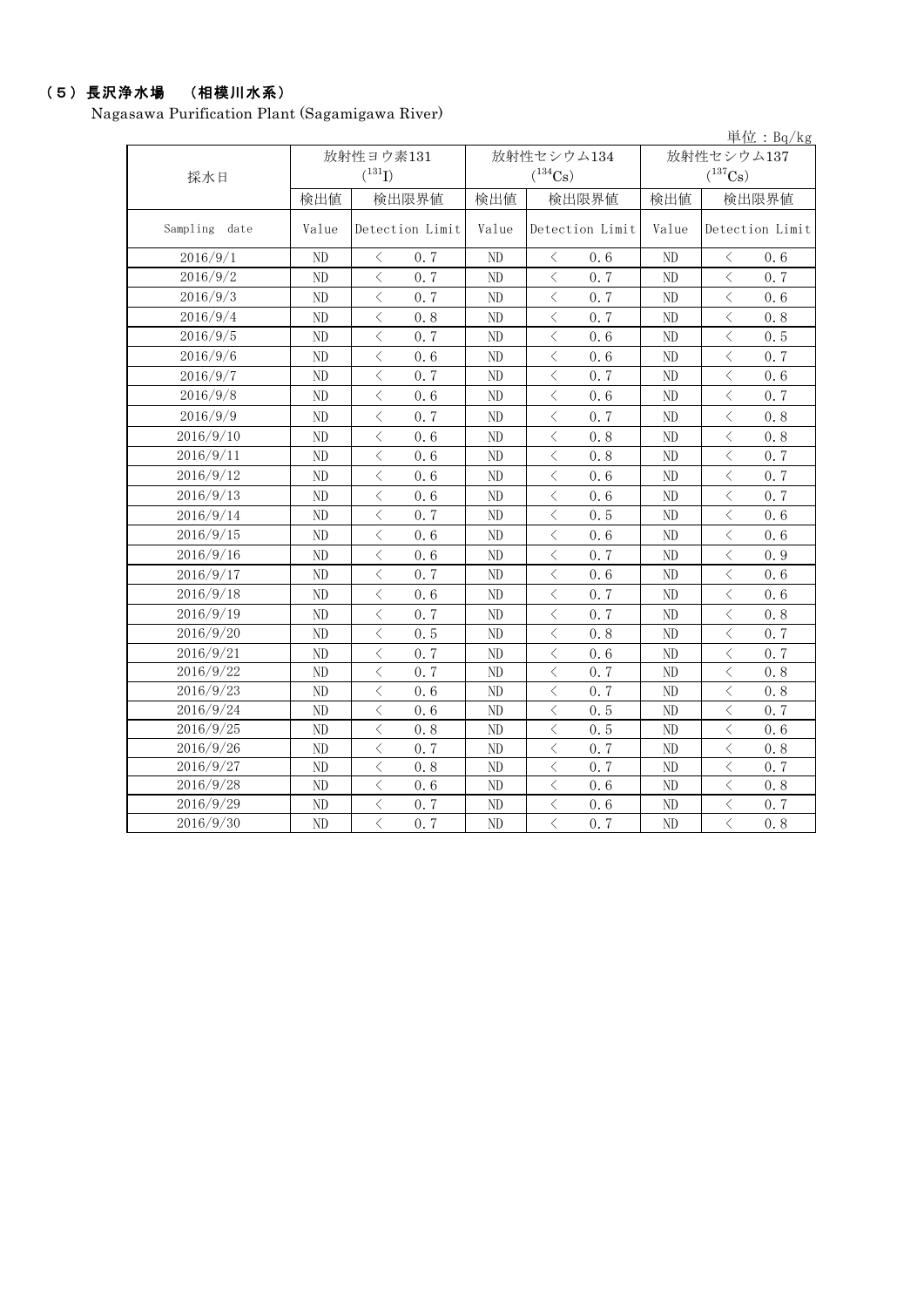## （５）長沢浄水場　（相模川水系）

Nagasawa Purification Plant (Sagamigawa River)

単位：Bq/kg

| 採水日 | 放射性ヨウ素131 ($^{131}I$) | | 放射性セシウム134 ($^{134}Cs$) | | 放射性セシウム137 ($^{137}Cs$) | |
|---|---|---|---|---|---|---|
| | 検出値 | 検出限界値 | 検出値 | 検出限界値 | 検出値 | 検出限界値 |
| Sampling date | Value | Detection Limit | Value | Detection Limit | Value | Detection Limit |
| 2016/9/1 | ND | ＜ 0.7 | ND | ＜ 0.6 | ND | ＜ 0.6 |
| 2016/9/2 | ND | ＜ 0.7 | ND | ＜ 0.7 | ND | ＜ 0.7 |
| 2016/9/3 | ND | ＜ 0.7 | ND | ＜ 0.7 | ND | ＜ 0.6 |
| 2016/9/4 | ND | ＜ 0.8 | ND | ＜ 0.7 | ND | ＜ 0.8 |
| 2016/9/5 | ND | ＜ 0.7 | ND | ＜ 0.6 | ND | ＜ 0.5 |
| 2016/9/6 | ND | ＜ 0.6 | ND | ＜ 0.6 | ND | ＜ 0.7 |
| 2016/9/7 | ND | ＜ 0.7 | ND | ＜ 0.7 | ND | ＜ 0.6 |
| 2016/9/8 | ND | ＜ 0.6 | ND | ＜ 0.6 | ND | ＜ 0.7 |
| 2016/9/9 | ND | ＜ 0.7 | ND | ＜ 0.7 | ND | ＜ 0.8 |
| 2016/9/10 | ND | ＜ 0.6 | ND | ＜ 0.8 | ND | ＜ 0.8 |
| 2016/9/11 | ND | ＜ 0.6 | ND | ＜ 0.8 | ND | ＜ 0.7 |
| 2016/9/12 | ND | ＜ 0.6 | ND | ＜ 0.6 | ND | ＜ 0.7 |
| 2016/9/13 | ND | ＜ 0.6 | ND | ＜ 0.6 | ND | ＜ 0.7 |
| 2016/9/14 | ND | ＜ 0.7 | ND | ＜ 0.5 | ND | ＜ 0.6 |
| 2016/9/15 | ND | ＜ 0.6 | ND | ＜ 0.6 | ND | ＜ 0.6 |
| 2016/9/16 | ND | ＜ 0.6 | ND | ＜ 0.7 | ND | ＜ 0.9 |
| 2016/9/17 | ND | ＜ 0.7 | ND | ＜ 0.6 | ND | ＜ 0.6 |
| 2016/9/18 | ND | ＜ 0.6 | ND | ＜ 0.7 | ND | ＜ 0.6 |
| 2016/9/19 | ND | ＜ 0.7 | ND | ＜ 0.7 | ND | ＜ 0.8 |
| 2016/9/20 | ND | ＜ 0.5 | ND | ＜ 0.8 | ND | ＜ 0.7 |
| 2016/9/21 | ND | ＜ 0.7 | ND | ＜ 0.6 | ND | ＜ 0.7 |
| 2016/9/22 | ND | ＜ 0.7 | ND | ＜ 0.7 | ND | ＜ 0.8 |
| 2016/9/23 | ND | ＜ 0.6 | ND | ＜ 0.7 | ND | ＜ 0.8 |
| 2016/9/24 | ND | ＜ 0.6 | ND | ＜ 0.5 | ND | ＜ 0.7 |
| 2016/9/25 | ND | ＜ 0.8 | ND | ＜ 0.5 | ND | ＜ 0.6 |
| 2016/9/26 | ND | ＜ 0.7 | ND | ＜ 0.7 | ND | ＜ 0.8 |
| 2016/9/27 | ND | ＜ 0.8 | ND | ＜ 0.7 | ND | ＜ 0.7 |
| 2016/9/28 | ND | ＜ 0.6 | ND | ＜ 0.6 | ND | ＜ 0.8 |
| 2016/9/29 | ND | ＜ 0.7 | ND | ＜ 0.6 | ND | ＜ 0.7 |
| 2016/9/30 | ND | ＜ 0.7 | ND | ＜ 0.7 | ND | ＜ 0.8 |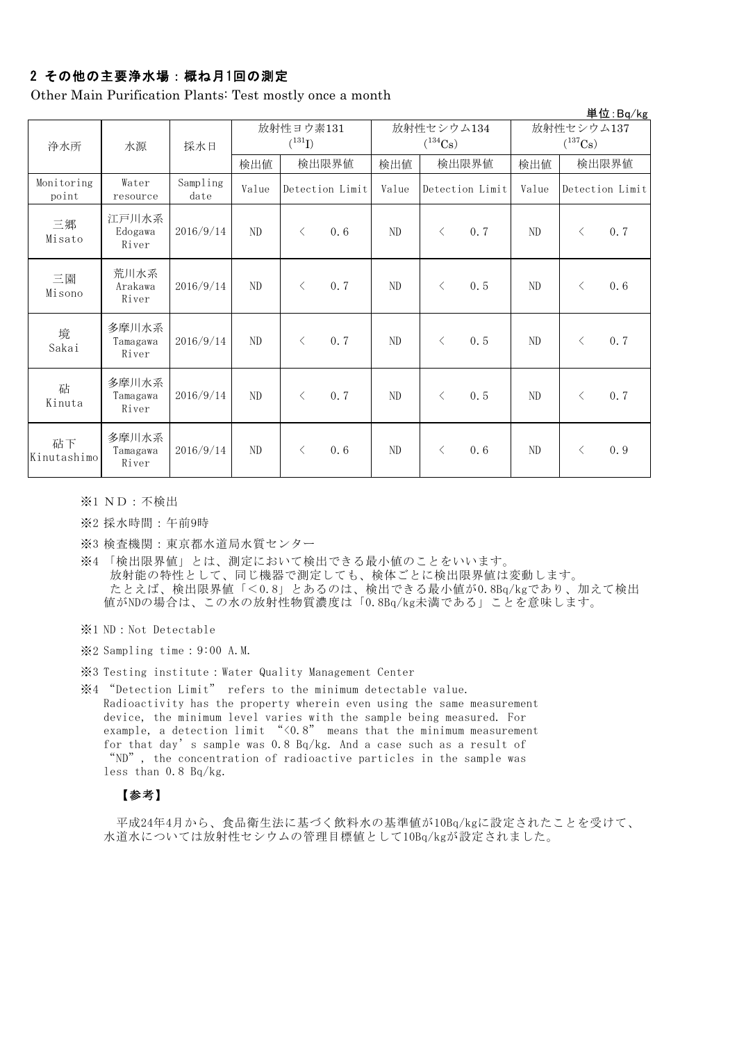## 2 その他の主要浄水場：概ね月1回の測定

Other Main Purification Plants: Test mostly once a month

単位:Bq/kg

| 浄水所 | 水源 | 採水日 | 放射性ヨウ素131 ($^{131}I$) | | | 放射性セシウム134 ($^{134}Cs$) | | | 放射性セシウム137 ($^{137}Cs$) | | |
|---|---|---|---|---|---|---|---|---|---|---|---|
| | | | 検出値 | 検出限界値 | | 検出値 | 検出限界値 | | 検出値 | 検出限界値 | |
| Monitoring point | Water resource | Sampling date | Value | Detection Limit | | Value | Detection Limit | | Value | Detection Limit | |
| 三郷 Misato | 江戸川水系 Edogawa River | 2016/9/14 | ND | < | 0.6 | ND | < | 0.7 | ND | < | 0.7 |
| 三園 Misono | 荒川水系 Arakawa River | 2016/9/14 | ND | < | 0.7 | ND | < | 0.5 | ND | < | 0.6 |
| 境 Sakai | 多摩川水系 Tamagawa River | 2016/9/14 | ND | < | 0.7 | ND | < | 0.5 | ND | < | 0.7 |
| 砧 Kinuta | 多摩川水系 Tamagawa River | 2016/9/14 | ND | < | 0.7 | ND | < | 0.5 | ND | < | 0.7 |
| 砧下 Kinutashimo | 多摩川水系 Tamagawa River | 2016/9/14 | ND | < | 0.6 | ND | < | 0.6 | ND | < | 0.9 |

※1 ＮＤ：不検出

※2 採水時間：午前9時

※3 検査機関：東京都水道局水質センター

※4 「検出限界値」とは、測定において検出できる最小値のことをいいます。
放射能の特性として、同じ機器で測定しても、検体ごとに検出限界値は変動します。
たとえば、検出限界値「<0.8」とあるのは、検出できる最小値が0.8Bq/kgであり、加えて検出値がNDの場合は、この水の放射性物質濃度は「0.8Bq/kg未満である」ことを意味します。

※1 ND：Not Detectable

※2 Sampling time：9:00 A.M.

※3 Testing institute：Water Quality Management Center

※4 "Detection Limit" refers to the minimum detectable value.
Radioactivity has the property wherein even using the same measurement device, the minimum level varies with the sample being measured. For example, a detection limit "<0.8" means that the minimum measurement for that day's sample was 0.8 Bq/kg. And a case such as a result of "ND", the concentration of radioactive particles in the sample was less than 0.8 Bq/kg.

【参考】

平成24年4月から、食品衛生法に基づく飲料水の基準値が10Bq/kgに設定されたことを受けて、水道水については放射性セシウムの管理目標値として10Bq/kgが設定されました。